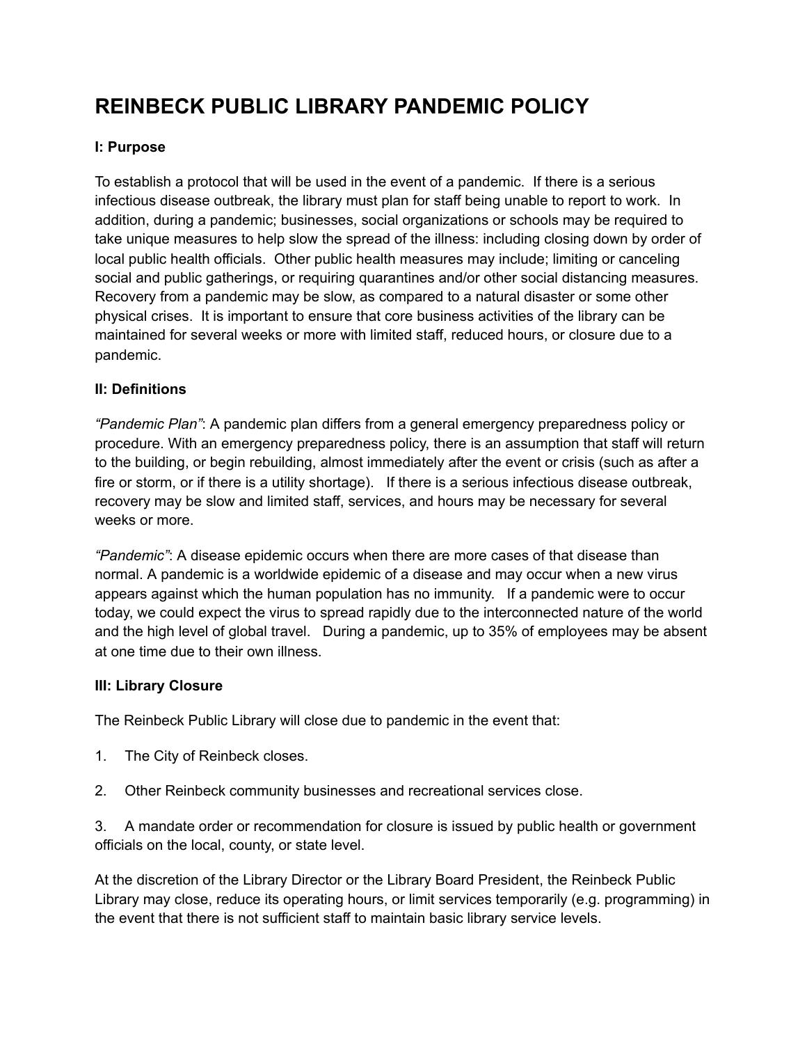# REINBECK PUBLIC LIBRARY PANDEMIC POLICY

**I: Purpose**

To establish a protocol that will be used in the event of a pandemic. If there is a serious infectious disease outbreak, the library must plan for staff being unable to report to work. In addition, during a pandemic; businesses, social organizations or schools may be required to take unique measures to help slow the spread of the illness: including closing down by order of local public health officials. Other public health measures may include; limiting or canceling social and public gatherings, or requiring quarantines and/or other social distancing measures. Recovery from a pandemic may be slow, as compared to a natural disaster or some other physical crises. It is important to ensure that core business activities of the library can be maintained for several weeks or more with limited staff, reduced hours, or closure due to a pandemic.

**II: Definitions**

*"Pandemic Plan"*: A pandemic plan differs from a general emergency preparedness policy or procedure. With an emergency preparedness policy, there is an assumption that staff will return to the building, or begin rebuilding, almost immediately after the event or crisis (such as after a fire or storm, or if there is a utility shortage). If there is a serious infectious disease outbreak, recovery may be slow and limited staff, services, and hours may be necessary for several weeks or more.

*"Pandemic"*: A disease epidemic occurs when there are more cases of that disease than normal. A pandemic is a worldwide epidemic of a disease and may occur when a new virus appears against which the human population has no immunity. If a pandemic were to occur today, we could expect the virus to spread rapidly due to the interconnected nature of the world and the high level of global travel. During a pandemic, up to 35% of employees may be absent at one time due to their own illness.

**III: Library Closure**

The Reinbeck Public Library will close due to pandemic in the event that:

1. The City of Reinbeck closes.
2. Other Reinbeck community businesses and recreational services close.
3. A mandate order or recommendation for closure is issued by public health or government officials on the local, county, or state level.

At the discretion of the Library Director or the Library Board President, the Reinbeck Public Library may close, reduce its operating hours, or limit services temporarily (e.g. programming) in the event that there is not sufficient staff to maintain basic library service levels.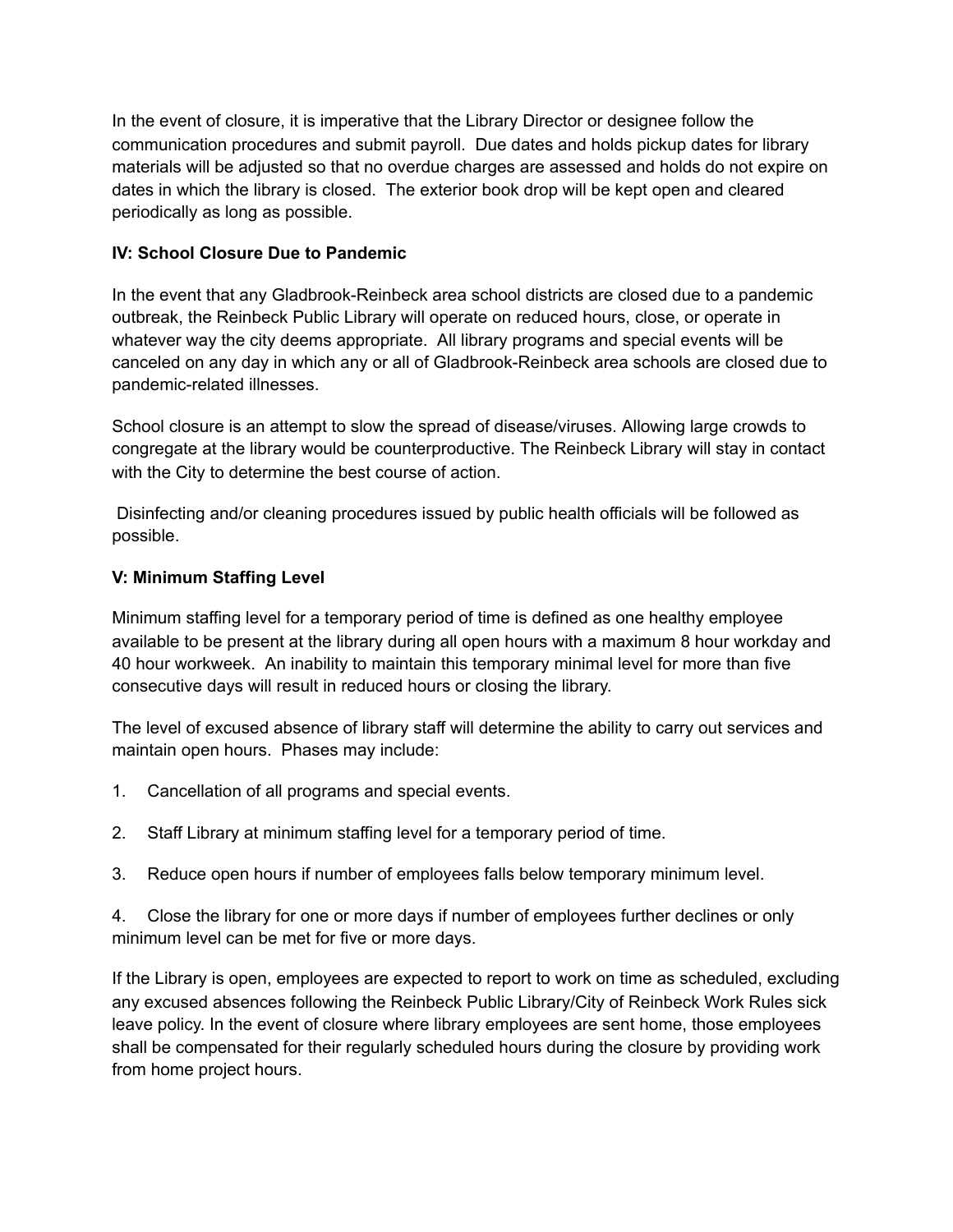In the event of closure, it is imperative that the Library Director or designee follow the communication procedures and submit payroll.  Due dates and holds pickup dates for library materials will be adjusted so that no overdue charges are assessed and holds do not expire on dates in which the library is closed.  The exterior book drop will be kept open and cleared periodically as long as possible.

**IV: School Closure Due to Pandemic**

In the event that any Gladbrook-Reinbeck area school districts are closed due to a pandemic outbreak, the Reinbeck Public Library will operate on reduced hours, close, or operate in whatever way the city deems appropriate.  All library programs and special events will be canceled on any day in which any or all of Gladbrook-Reinbeck area schools are closed due to pandemic-related illnesses.

School closure is an attempt to slow the spread of disease/viruses. Allowing large crowds to congregate at the library would be counterproductive. The Reinbeck Library will stay in contact with the City to determine the best course of action.

Disinfecting and/or cleaning procedures issued by public health officials will be followed as possible.

**V: Minimum Staffing Level**

Minimum staffing level for a temporary period of time is defined as one healthy employee available to be present at the library during all open hours with a maximum 8 hour workday and 40 hour workweek.  An inability to maintain this temporary minimal level for more than five consecutive days will result in reduced hours or closing the library.

The level of excused absence of library staff will determine the ability to carry out services and maintain open hours.  Phases may include:

1. Cancellation of all programs and special events.
2. Staff Library at minimum staffing level for a temporary period of time.
3. Reduce open hours if number of employees falls below temporary minimum level.
4. Close the library for one or more days if number of employees further declines or only minimum level can be met for five or more days.

If the Library is open, employees are expected to report to work on time as scheduled, excluding any excused absences following the Reinbeck Public Library/City of Reinbeck Work Rules sick leave policy. In the event of closure where library employees are sent home, those employees shall be compensated for their regularly scheduled hours during the closure by providing work from home project hours.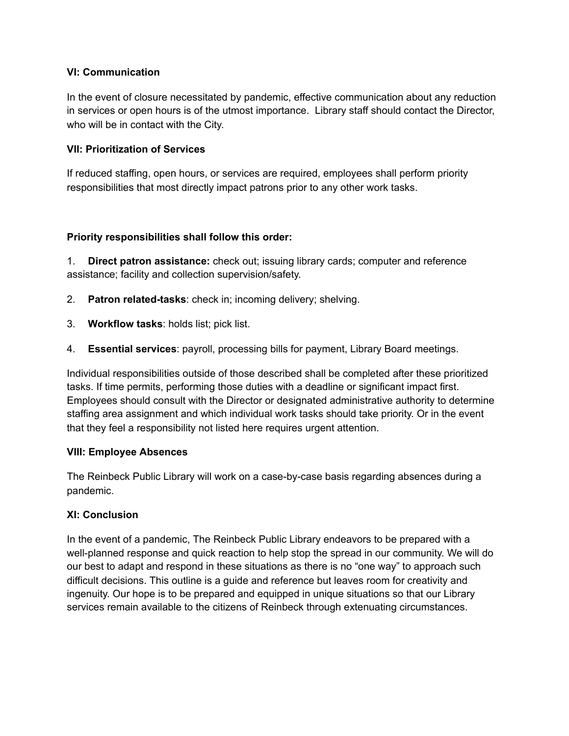**VI: Communication**

In the event of closure necessitated by pandemic, effective communication about any reduction in services or open hours is of the utmost importance. Library staff should contact the Director, who will be in contact with the City.

**VII: Prioritization of Services**

If reduced staffing, open hours, or services are required, employees shall perform priority responsibilities that most directly impact patrons prior to any other work tasks.

**Priority responsibilities shall follow this order:**

1. **Direct patron assistance:** check out; issuing library cards; computer and reference assistance; facility and collection supervision/safety.
2. **Patron related-tasks**: check in; incoming delivery; shelving.
3. **Workflow tasks**: holds list; pick list.
4. **Essential services**: payroll, processing bills for payment, Library Board meetings.

Individual responsibilities outside of those described shall be completed after these prioritized tasks. If time permits, performing those duties with a deadline or significant impact first. Employees should consult with the Director or designated administrative authority to determine staffing area assignment and which individual work tasks should take priority. Or in the event that they feel a responsibility not listed here requires urgent attention.

**VIII: Employee Absences**

The Reinbeck Public Library will work on a case-by-case basis regarding absences during a pandemic.

**XI: Conclusion**

In the event of a pandemic, The Reinbeck Public Library endeavors to be prepared with a well-planned response and quick reaction to help stop the spread in our community. We will do our best to adapt and respond in these situations as there is no "one way" to approach such difficult decisions. This outline is a guide and reference but leaves room for creativity and ingenuity. Our hope is to be prepared and equipped in unique situations so that our Library services remain available to the citizens of Reinbeck through extenuating circumstances.